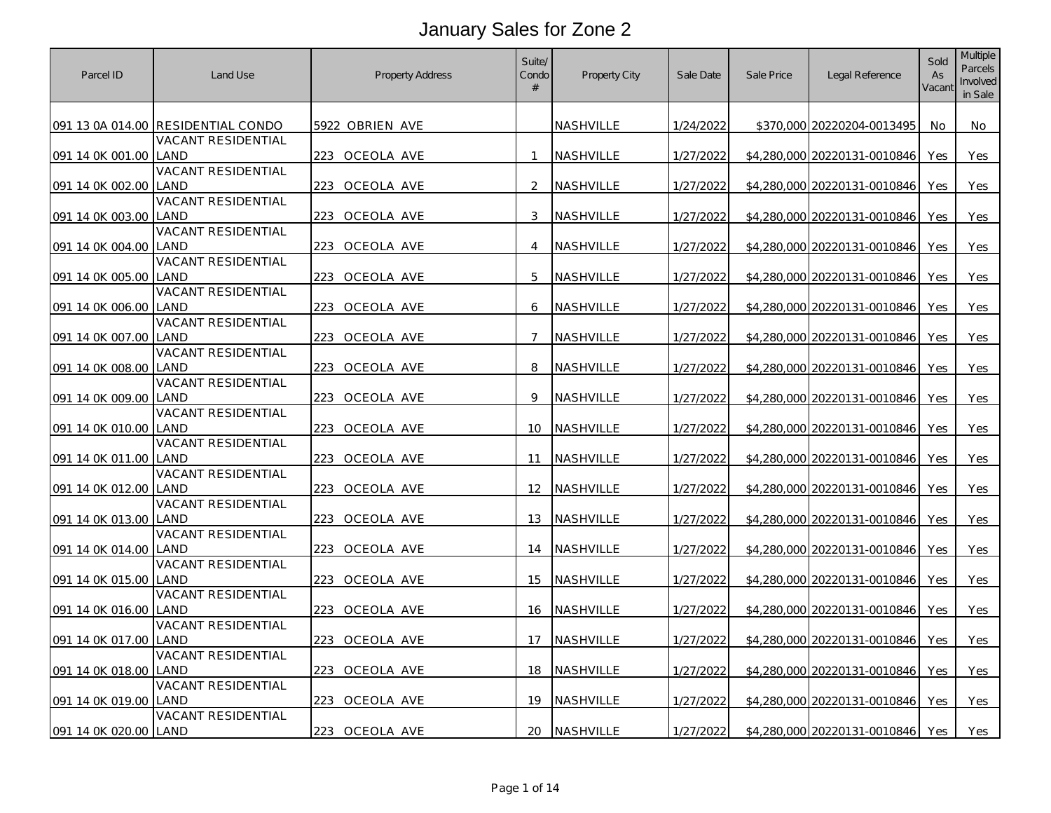# January Sales for Zone 2

| Parcel ID | Land Use | Property Address | Suite/ Condo # | Property City | Sale Date | Sale Price | Legal Reference | Sold As Vacant | Multiple Parcels Involved in Sale |
|---|---|---|---|---|---|---|---|---|---|
| 091 13 0A 014.00 | RESIDENTIAL CONDO | 5922 OBRIEN AVE | | NASHVILLE | 1/24/2022 | $370,000 | 20220204-0013495 | No | No |
| 091 14 0K 001.00 | VACANT RESIDENTIAL LAND | 223 OCEOLA AVE | 1 | NASHVILLE | 1/27/2022 | $4,280,000 | 20220131-0010846 | Yes | Yes |
| 091 14 0K 002.00 | VACANT RESIDENTIAL LAND | 223 OCEOLA AVE | 2 | NASHVILLE | 1/27/2022 | $4,280,000 | 20220131-0010846 | Yes | Yes |
| 091 14 0K 003.00 | VACANT RESIDENTIAL LAND | 223 OCEOLA AVE | 3 | NASHVILLE | 1/27/2022 | $4,280,000 | 20220131-0010846 | Yes | Yes |
| 091 14 0K 004.00 | VACANT RESIDENTIAL LAND | 223 OCEOLA AVE | 4 | NASHVILLE | 1/27/2022 | $4,280,000 | 20220131-0010846 | Yes | Yes |
| 091 14 0K 005.00 | VACANT RESIDENTIAL LAND | 223 OCEOLA AVE | 5 | NASHVILLE | 1/27/2022 | $4,280,000 | 20220131-0010846 | Yes | Yes |
| 091 14 0K 006.00 | VACANT RESIDENTIAL LAND | 223 OCEOLA AVE | 6 | NASHVILLE | 1/27/2022 | $4,280,000 | 20220131-0010846 | Yes | Yes |
| 091 14 0K 007.00 | VACANT RESIDENTIAL LAND | 223 OCEOLA AVE | 7 | NASHVILLE | 1/27/2022 | $4,280,000 | 20220131-0010846 | Yes | Yes |
| 091 14 0K 008.00 | VACANT RESIDENTIAL LAND | 223 OCEOLA AVE | 8 | NASHVILLE | 1/27/2022 | $4,280,000 | 20220131-0010846 | Yes | Yes |
| 091 14 0K 009.00 | VACANT RESIDENTIAL LAND | 223 OCEOLA AVE | 9 | NASHVILLE | 1/27/2022 | $4,280,000 | 20220131-0010846 | Yes | Yes |
| 091 14 0K 010.00 | VACANT RESIDENTIAL LAND | 223 OCEOLA AVE | 10 | NASHVILLE | 1/27/2022 | $4,280,000 | 20220131-0010846 | Yes | Yes |
| 091 14 0K 011.00 | VACANT RESIDENTIAL LAND | 223 OCEOLA AVE | 11 | NASHVILLE | 1/27/2022 | $4,280,000 | 20220131-0010846 | Yes | Yes |
| 091 14 0K 012.00 | VACANT RESIDENTIAL LAND | 223 OCEOLA AVE | 12 | NASHVILLE | 1/27/2022 | $4,280,000 | 20220131-0010846 | Yes | Yes |
| 091 14 0K 013.00 | VACANT RESIDENTIAL LAND | 223 OCEOLA AVE | 13 | NASHVILLE | 1/27/2022 | $4,280,000 | 20220131-0010846 | Yes | Yes |
| 091 14 0K 014.00 | VACANT RESIDENTIAL LAND | 223 OCEOLA AVE | 14 | NASHVILLE | 1/27/2022 | $4,280,000 | 20220131-0010846 | Yes | Yes |
| 091 14 0K 015.00 | VACANT RESIDENTIAL LAND | 223 OCEOLA AVE | 15 | NASHVILLE | 1/27/2022 | $4,280,000 | 20220131-0010846 | Yes | Yes |
| 091 14 0K 016.00 | VACANT RESIDENTIAL LAND | 223 OCEOLA AVE | 16 | NASHVILLE | 1/27/2022 | $4,280,000 | 20220131-0010846 | Yes | Yes |
| 091 14 0K 017.00 | VACANT RESIDENTIAL LAND | 223 OCEOLA AVE | 17 | NASHVILLE | 1/27/2022 | $4,280,000 | 20220131-0010846 | Yes | Yes |
| 091 14 0K 018.00 | VACANT RESIDENTIAL LAND | 223 OCEOLA AVE | 18 | NASHVILLE | 1/27/2022 | $4,280,000 | 20220131-0010846 | Yes | Yes |
| 091 14 0K 019.00 | VACANT RESIDENTIAL LAND | 223 OCEOLA AVE | 19 | NASHVILLE | 1/27/2022 | $4,280,000 | 20220131-0010846 | Yes | Yes |
| 091 14 0K 020.00 | VACANT RESIDENTIAL LAND | 223 OCEOLA AVE | 20 | NASHVILLE | 1/27/2022 | $4,280,000 | 20220131-0010846 | Yes | Yes |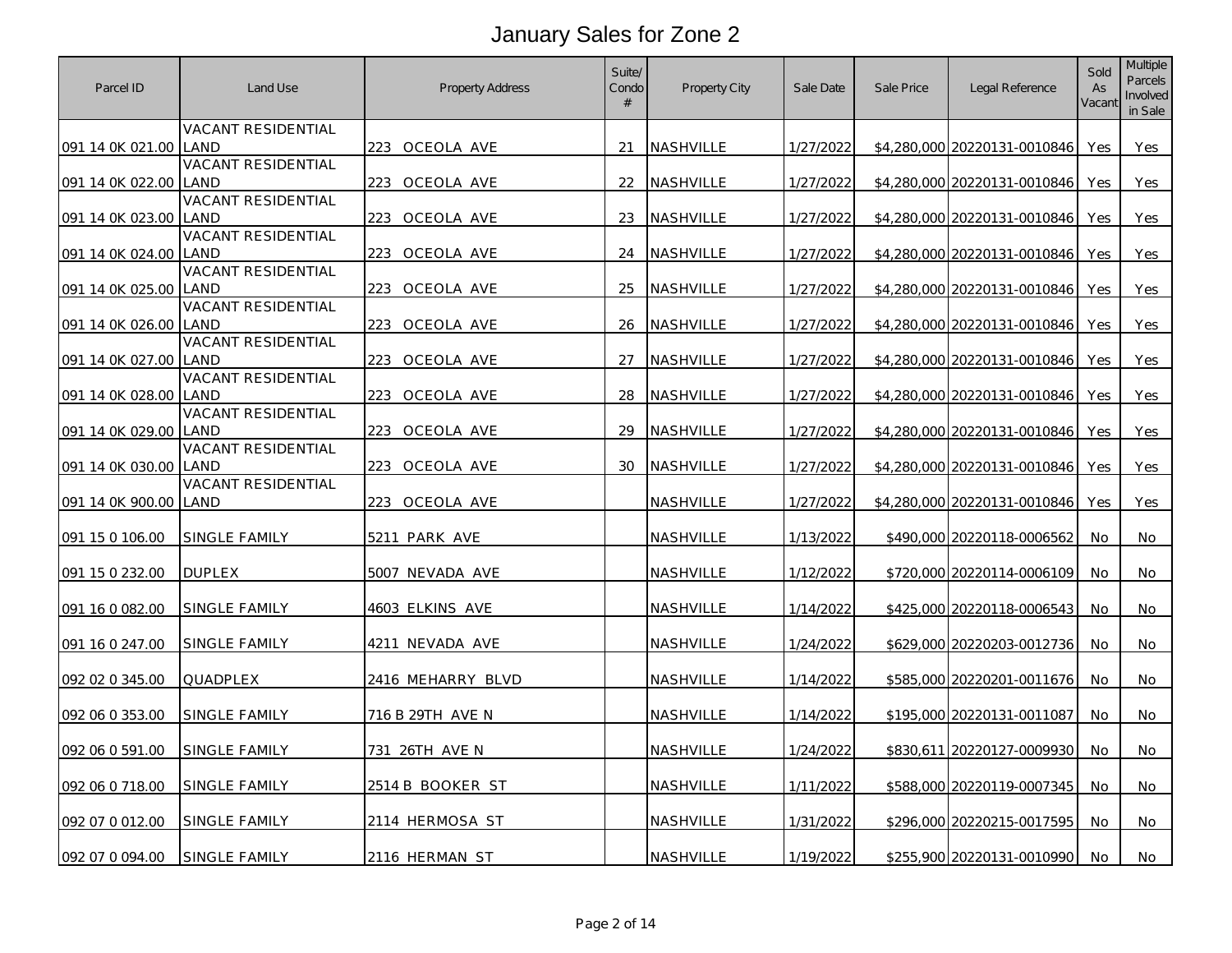# January Sales for Zone 2

| Parcel ID | Land Use | Property Address | Suite/ Condo # | Property City | Sale Date | Sale Price | Legal Reference | Sold As Vacant | Multiple Parcels Involved in Sale |
|---|---|---|---|---|---|---|---|---|---|
| 091 14 0K 021.00 | VACANT RESIDENTIAL LAND | 223 OCEOLA AVE | 21 | NASHVILLE | 1/27/2022 | $4,280,000 | 20220131-0010846 | Yes | Yes |
| 091 14 0K 022.00 | VACANT RESIDENTIAL LAND | 223 OCEOLA AVE | 22 | NASHVILLE | 1/27/2022 | $4,280,000 | 20220131-0010846 | Yes | Yes |
| 091 14 0K 023.00 | VACANT RESIDENTIAL LAND | 223 OCEOLA AVE | 23 | NASHVILLE | 1/27/2022 | $4,280,000 | 20220131-0010846 | Yes | Yes |
| 091 14 0K 024.00 | VACANT RESIDENTIAL LAND | 223 OCEOLA AVE | 24 | NASHVILLE | 1/27/2022 | $4,280,000 | 20220131-0010846 | Yes | Yes |
| 091 14 0K 025.00 | VACANT RESIDENTIAL LAND | 223 OCEOLA AVE | 25 | NASHVILLE | 1/27/2022 | $4,280,000 | 20220131-0010846 | Yes | Yes |
| 091 14 0K 026.00 | VACANT RESIDENTIAL LAND | 223 OCEOLA AVE | 26 | NASHVILLE | 1/27/2022 | $4,280,000 | 20220131-0010846 | Yes | Yes |
| 091 14 0K 027.00 | VACANT RESIDENTIAL LAND | 223 OCEOLA AVE | 27 | NASHVILLE | 1/27/2022 | $4,280,000 | 20220131-0010846 | Yes | Yes |
| 091 14 0K 028.00 | VACANT RESIDENTIAL LAND | 223 OCEOLA AVE | 28 | NASHVILLE | 1/27/2022 | $4,280,000 | 20220131-0010846 | Yes | Yes |
| 091 14 0K 029.00 | VACANT RESIDENTIAL LAND | 223 OCEOLA AVE | 29 | NASHVILLE | 1/27/2022 | $4,280,000 | 20220131-0010846 | Yes | Yes |
| 091 14 0K 030.00 | VACANT RESIDENTIAL LAND | 223 OCEOLA AVE | 30 | NASHVILLE | 1/27/2022 | $4,280,000 | 20220131-0010846 | Yes | Yes |
| 091 14 0K 900.00 | VACANT RESIDENTIAL LAND | 223 OCEOLA AVE | | NASHVILLE | 1/27/2022 | $4,280,000 | 20220131-0010846 | Yes | Yes |
| 091 15 0 106.00 | SINGLE FAMILY | 5211 PARK AVE | | NASHVILLE | 1/13/2022 | $490,000 | 20220118-0006562 | No | No |
| 091 15 0 232.00 | DUPLEX | 5007 NEVADA AVE | | NASHVILLE | 1/12/2022 | $720,000 | 20220114-0006109 | No | No |
| 091 16 0 082.00 | SINGLE FAMILY | 4603 ELKINS AVE | | NASHVILLE | 1/14/2022 | $425,000 | 20220118-0006543 | No | No |
| 091 16 0 247.00 | SINGLE FAMILY | 4211 NEVADA AVE | | NASHVILLE | 1/24/2022 | $629,000 | 20220203-0012736 | No | No |
| 092 02 0 345.00 | QUADPLEX | 2416 MEHARRY BLVD | | NASHVILLE | 1/14/2022 | $585,000 | 20220201-0011676 | No | No |
| 092 06 0 353.00 | SINGLE FAMILY | 716 B 29TH AVE N | | NASHVILLE | 1/14/2022 | $195,000 | 20220131-0011087 | No | No |
| 092 06 0 591.00 | SINGLE FAMILY | 731 26TH AVE N | | NASHVILLE | 1/24/2022 | $830,611 | 20220127-0009930 | No | No |
| 092 06 0 718.00 | SINGLE FAMILY | 2514 B BOOKER ST | | NASHVILLE | 1/11/2022 | $588,000 | 20220119-0007345 | No | No |
| 092 07 0 012.00 | SINGLE FAMILY | 2114 HERMOSA ST | | NASHVILLE | 1/31/2022 | $296,000 | 20220215-0017595 | No | No |
| 092 07 0 094.00 | SINGLE FAMILY | 2116 HERMAN ST | | NASHVILLE | 1/19/2022 | $255,900 | 20220131-0010990 | No | No |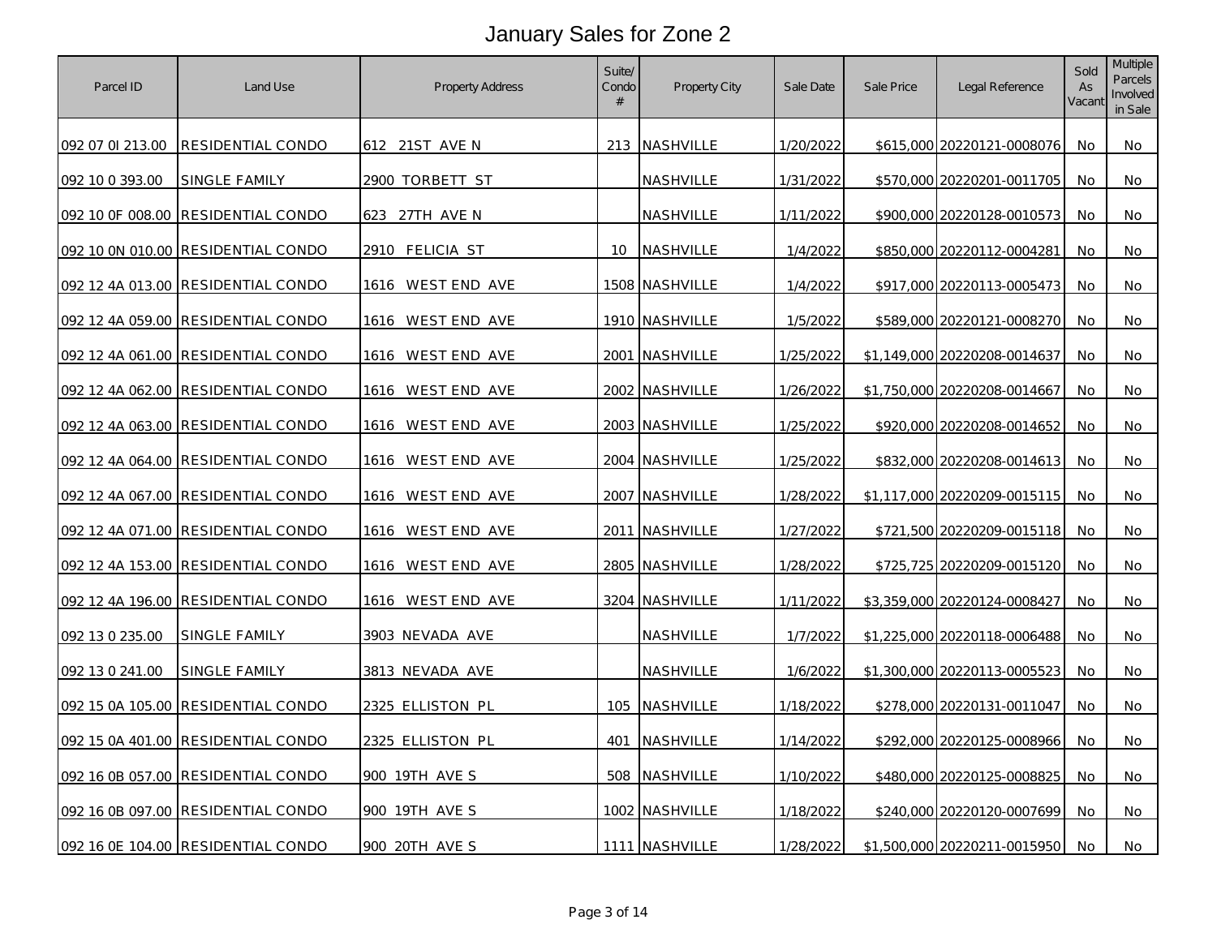# January Sales for Zone 2

| Parcel ID | Land Use | Property Address | Suite/ Condo # | Property City | Sale Date | Sale Price | Legal Reference | Sold As Vacant | Multiple Parcels Involved in Sale |
|---|---|---|---|---|---|---|---|---|---|
| 092 07 0I 213.00 | RESIDENTIAL CONDO | 612 21ST AVE N | 213 | NASHVILLE | 1/20/2022 | $615,000 | 20220121-0008076 | No | No |
| 092 10 0 393.00 | SINGLE FAMILY | 2900 TORBETT ST | | NASHVILLE | 1/31/2022 | $570,000 | 20220201-0011705 | No | No |
| 092 10 0F 008.00 | RESIDENTIAL CONDO | 623 27TH AVE N | | NASHVILLE | 1/11/2022 | $900,000 | 20220128-0010573 | No | No |
| 092 10 0N 010.00 | RESIDENTIAL CONDO | 2910 FELICIA ST | 10 | NASHVILLE | 1/4/2022 | $850,000 | 20220112-0004281 | No | No |
| 092 12 4A 013.00 | RESIDENTIAL CONDO | 1616 WEST END AVE | 1508 | NASHVILLE | 1/4/2022 | $917,000 | 20220113-0005473 | No | No |
| 092 12 4A 059.00 | RESIDENTIAL CONDO | 1616 WEST END AVE | 1910 | NASHVILLE | 1/5/2022 | $589,000 | 20220121-0008270 | No | No |
| 092 12 4A 061.00 | RESIDENTIAL CONDO | 1616 WEST END AVE | 2001 | NASHVILLE | 1/25/2022 | $1,149,000 | 20220208-0014637 | No | No |
| 092 12 4A 062.00 | RESIDENTIAL CONDO | 1616 WEST END AVE | 2002 | NASHVILLE | 1/26/2022 | $1,750,000 | 20220208-0014667 | No | No |
| 092 12 4A 063.00 | RESIDENTIAL CONDO | 1616 WEST END AVE | 2003 | NASHVILLE | 1/25/2022 | $920,000 | 20220208-0014652 | No | No |
| 092 12 4A 064.00 | RESIDENTIAL CONDO | 1616 WEST END AVE | 2004 | NASHVILLE | 1/25/2022 | $832,000 | 20220208-0014613 | No | No |
| 092 12 4A 067.00 | RESIDENTIAL CONDO | 1616 WEST END AVE | 2007 | NASHVILLE | 1/28/2022 | $1,117,000 | 20220209-0015115 | No | No |
| 092 12 4A 071.00 | RESIDENTIAL CONDO | 1616 WEST END AVE | 2011 | NASHVILLE | 1/27/2022 | $721,500 | 20220209-0015118 | No | No |
| 092 12 4A 153.00 | RESIDENTIAL CONDO | 1616 WEST END AVE | 2805 | NASHVILLE | 1/28/2022 | $725,725 | 20220209-0015120 | No | No |
| 092 12 4A 196.00 | RESIDENTIAL CONDO | 1616 WEST END AVE | 3204 | NASHVILLE | 1/11/2022 | $3,359,000 | 20220124-0008427 | No | No |
| 092 13 0 235.00 | SINGLE FAMILY | 3903 NEVADA AVE | | NASHVILLE | 1/7/2022 | $1,225,000 | 20220118-0006488 | No | No |
| 092 13 0 241.00 | SINGLE FAMILY | 3813 NEVADA AVE | | NASHVILLE | 1/6/2022 | $1,300,000 | 20220113-0005523 | No | No |
| 092 15 0A 105.00 | RESIDENTIAL CONDO | 2325 ELLISTON PL | 105 | NASHVILLE | 1/18/2022 | $278,000 | 20220131-0011047 | No | No |
| 092 15 0A 401.00 | RESIDENTIAL CONDO | 2325 ELLISTON PL | 401 | NASHVILLE | 1/14/2022 | $292,000 | 20220125-0008966 | No | No |
| 092 16 0B 057.00 | RESIDENTIAL CONDO | 900 19TH AVE S | 508 | NASHVILLE | 1/10/2022 | $480,000 | 20220125-0008825 | No | No |
| 092 16 0B 097.00 | RESIDENTIAL CONDO | 900 19TH AVE S | 1002 | NASHVILLE | 1/18/2022 | $240,000 | 20220120-0007699 | No | No |
| 092 16 0E 104.00 | RESIDENTIAL CONDO | 900 20TH AVE S | 1111 | NASHVILLE | 1/28/2022 | $1,500,000 | 20220211-0015950 | No | No |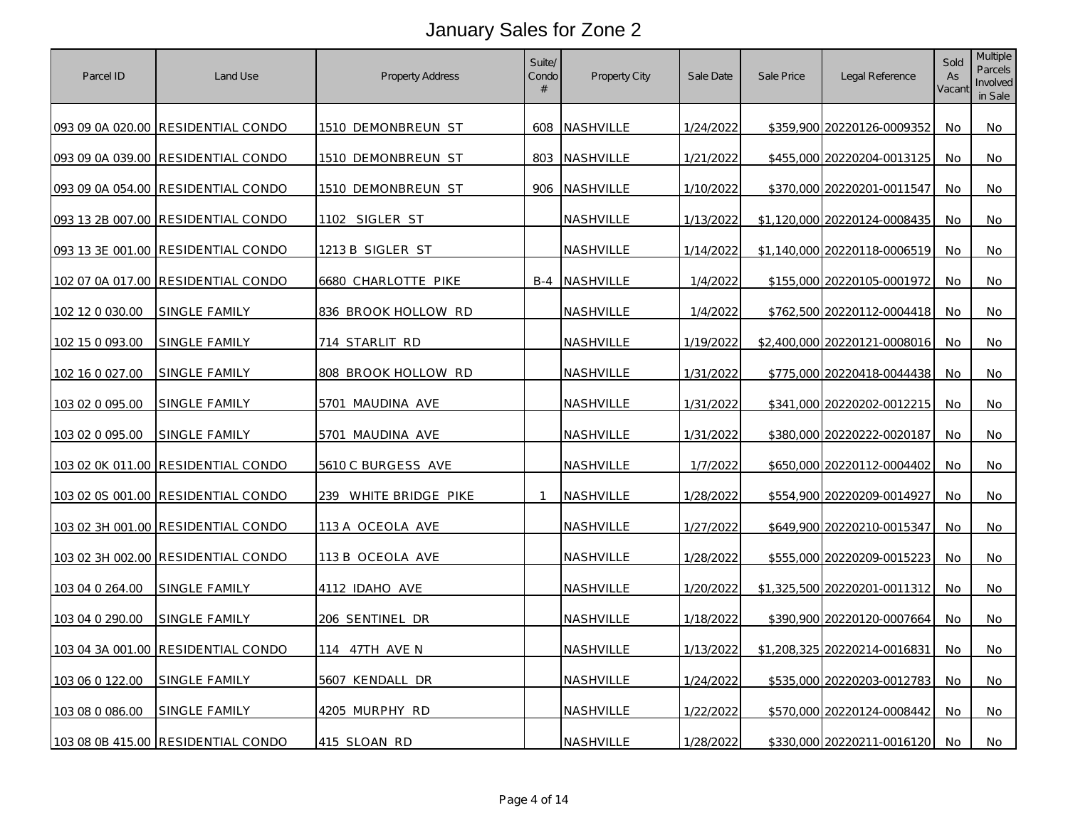# January Sales for Zone 2

| Parcel ID | Land Use | Property Address | Suite/ Condo # | Property City | Sale Date | Sale Price | Legal Reference | Sold As Vacant | Multiple Parcels Involved in Sale |
|---|---|---|---|---|---|---|---|---|---|
| 093 09 0A 020.00 | RESIDENTIAL CONDO | 1510 DEMONBREUN ST | 608 | NASHVILLE | 1/24/2022 | $359,900 | 20220126-0009352 | No | No |
| 093 09 0A 039.00 | RESIDENTIAL CONDO | 1510 DEMONBREUN ST | 803 | NASHVILLE | 1/21/2022 | $455,000 | 20220204-0013125 | No | No |
| 093 09 0A 054.00 | RESIDENTIAL CONDO | 1510 DEMONBREUN ST | 906 | NASHVILLE | 1/10/2022 | $370,000 | 20220201-0011547 | No | No |
| 093 13 2B 007.00 | RESIDENTIAL CONDO | 1102 SIGLER ST | | NASHVILLE | 1/13/2022 | $1,120,000 | 20220124-0008435 | No | No |
| 093 13 3E 001.00 | RESIDENTIAL CONDO | 1213 B SIGLER ST | | NASHVILLE | 1/14/2022 | $1,140,000 | 20220118-0006519 | No | No |
| 102 07 0A 017.00 | RESIDENTIAL CONDO | 6680 CHARLOTTE PIKE | B-4 | NASHVILLE | 1/4/2022 | $155,000 | 20220105-0001972 | No | No |
| 102 12 0 030.00 | SINGLE FAMILY | 836 BROOK HOLLOW RD | | NASHVILLE | 1/4/2022 | $762,500 | 20220112-0004418 | No | No |
| 102 15 0 093.00 | SINGLE FAMILY | 714 STARLIT RD | | NASHVILLE | 1/19/2022 | $2,400,000 | 20220121-0008016 | No | No |
| 102 16 0 027.00 | SINGLE FAMILY | 808 BROOK HOLLOW RD | | NASHVILLE | 1/31/2022 | $775,000 | 20220418-0044438 | No | No |
| 103 02 0 095.00 | SINGLE FAMILY | 5701 MAUDINA AVE | | NASHVILLE | 1/31/2022 | $341,000 | 20220202-0012215 | No | No |
| 103 02 0 095.00 | SINGLE FAMILY | 5701 MAUDINA AVE | | NASHVILLE | 1/31/2022 | $380,000 | 20220222-0020187 | No | No |
| 103 02 0K 011.00 | RESIDENTIAL CONDO | 5610 C BURGESS AVE | | NASHVILLE | 1/7/2022 | $650,000 | 20220112-0004402 | No | No |
| 103 02 0S 001.00 | RESIDENTIAL CONDO | 239 WHITE BRIDGE PIKE | 1 | NASHVILLE | 1/28/2022 | $554,900 | 20220209-0014927 | No | No |
| 103 02 3H 001.00 | RESIDENTIAL CONDO | 113 A OCEOLA AVE | | NASHVILLE | 1/27/2022 | $649,900 | 20220210-0015347 | No | No |
| 103 02 3H 002.00 | RESIDENTIAL CONDO | 113 B OCEOLA AVE | | NASHVILLE | 1/28/2022 | $555,000 | 20220209-0015223 | No | No |
| 103 04 0 264.00 | SINGLE FAMILY | 4112 IDAHO AVE | | NASHVILLE | 1/20/2022 | $1,325,500 | 20220201-0011312 | No | No |
| 103 04 0 290.00 | SINGLE FAMILY | 206 SENTINEL DR | | NASHVILLE | 1/18/2022 | $390,900 | 20220120-0007664 | No | No |
| 103 04 3A 001.00 | RESIDENTIAL CONDO | 114 47TH AVE N | | NASHVILLE | 1/13/2022 | $1,208,325 | 20220214-0016831 | No | No |
| 103 06 0 122.00 | SINGLE FAMILY | 5607 KENDALL DR | | NASHVILLE | 1/24/2022 | $535,000 | 20220203-0012783 | No | No |
| 103 08 0 086.00 | SINGLE FAMILY | 4205 MURPHY RD | | NASHVILLE | 1/22/2022 | $570,000 | 20220124-0008442 | No | No |
| 103 08 0B 415.00 | RESIDENTIAL CONDO | 415 SLOAN RD | | NASHVILLE | 1/28/2022 | $330,000 | 20220211-0016120 | No | No |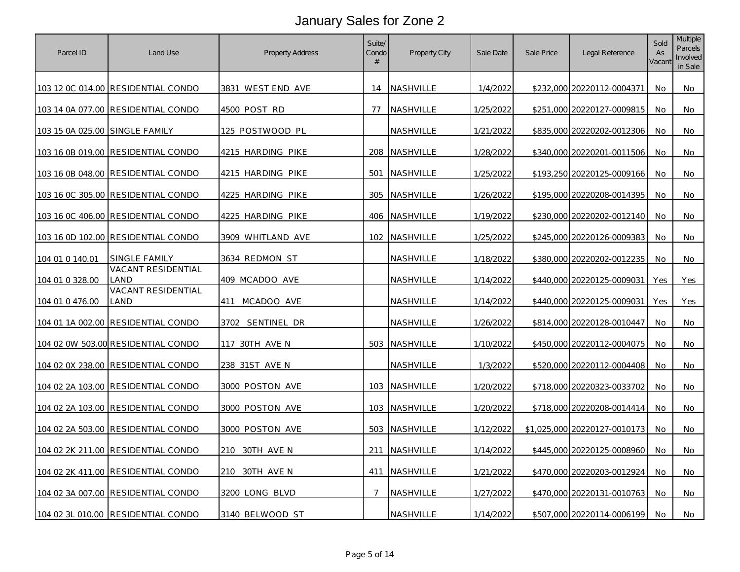# January Sales for Zone 2

| Parcel ID | Land Use | Property Address | Suite/ Condo # | Property City | Sale Date | Sale Price | Legal Reference | Sold As Vacant | Multiple Parcels Involved in Sale |
|---|---|---|---|---|---|---|---|---|---|
| 103 12 0C 014.00 | RESIDENTIAL CONDO | 3831 WEST END AVE | 14 | NASHVILLE | 1/4/2022 | $232,000 | 20220112-0004371 | No | No |
| 103 14 0A 077.00 | RESIDENTIAL CONDO | 4500 POST RD | 77 | NASHVILLE | 1/25/2022 | $251,000 | 20220127-0009815 | No | No |
| 103 15 0A 025.00 | SINGLE FAMILY | 125 POSTWOOD PL | | NASHVILLE | 1/21/2022 | $835,000 | 20220202-0012306 | No | No |
| 103 16 0B 019.00 | RESIDENTIAL CONDO | 4215 HARDING PIKE | 208 | NASHVILLE | 1/28/2022 | $340,000 | 20220201-0011506 | No | No |
| 103 16 0B 048.00 | RESIDENTIAL CONDO | 4215 HARDING PIKE | 501 | NASHVILLE | 1/25/2022 | $193,250 | 20220125-0009166 | No | No |
| 103 16 0C 305.00 | RESIDENTIAL CONDO | 4225 HARDING PIKE | 305 | NASHVILLE | 1/26/2022 | $195,000 | 20220208-0014395 | No | No |
| 103 16 0C 406.00 | RESIDENTIAL CONDO | 4225 HARDING PIKE | 406 | NASHVILLE | 1/19/2022 | $230,000 | 20220202-0012140 | No | No |
| 103 16 0D 102.00 | RESIDENTIAL CONDO | 3909 WHITLAND AVE | 102 | NASHVILLE | 1/25/2022 | $245,000 | 20220126-0009383 | No | No |
| 104 01 0 140.01 | SINGLE FAMILY | 3634 REDMON ST | | NASHVILLE | 1/18/2022 | $380,000 | 20220202-0012235 | No | No |
| 104 01 0 328.00 | VACANT RESIDENTIAL LAND | 409 MCADOO AVE | | NASHVILLE | 1/14/2022 | $440,000 | 20220125-0009031 | Yes | Yes |
| 104 01 0 476.00 | VACANT RESIDENTIAL LAND | 411 MCADOO AVE | | NASHVILLE | 1/14/2022 | $440,000 | 20220125-0009031 | Yes | Yes |
| 104 01 1A 002.00 | RESIDENTIAL CONDO | 3702 SENTINEL DR | | NASHVILLE | 1/26/2022 | $814,000 | 20220128-0010447 | No | No |
| 104 02 0W 503.00 | RESIDENTIAL CONDO | 117 30TH AVE N | 503 | NASHVILLE | 1/10/2022 | $450,000 | 20220112-0004075 | No | No |
| 104 02 0X 238.00 | RESIDENTIAL CONDO | 238 31ST AVE N | | NASHVILLE | 1/3/2022 | $520,000 | 20220112-0004408 | No | No |
| 104 02 2A 103.00 | RESIDENTIAL CONDO | 3000 POSTON AVE | 103 | NASHVILLE | 1/20/2022 | $718,000 | 20220323-0033702 | No | No |
| 104 02 2A 103.00 | RESIDENTIAL CONDO | 3000 POSTON AVE | 103 | NASHVILLE | 1/20/2022 | $718,000 | 20220208-0014414 | No | No |
| 104 02 2A 503.00 | RESIDENTIAL CONDO | 3000 POSTON AVE | 503 | NASHVILLE | 1/12/2022 | $1,025,000 | 20220127-0010173 | No | No |
| 104 02 2K 211.00 | RESIDENTIAL CONDO | 210 30TH AVE N | 211 | NASHVILLE | 1/14/2022 | $445,000 | 20220125-0008960 | No | No |
| 104 02 2K 411.00 | RESIDENTIAL CONDO | 210 30TH AVE N | 411 | NASHVILLE | 1/21/2022 | $470,000 | 20220203-0012924 | No | No |
| 104 02 3A 007.00 | RESIDENTIAL CONDO | 3200 LONG BLVD | 7 | NASHVILLE | 1/27/2022 | $470,000 | 20220131-0010763 | No | No |
| 104 02 3L 010.00 | RESIDENTIAL CONDO | 3140 BELWOOD ST | | NASHVILLE | 1/14/2022 | $507,000 | 20220114-0006199 | No | No |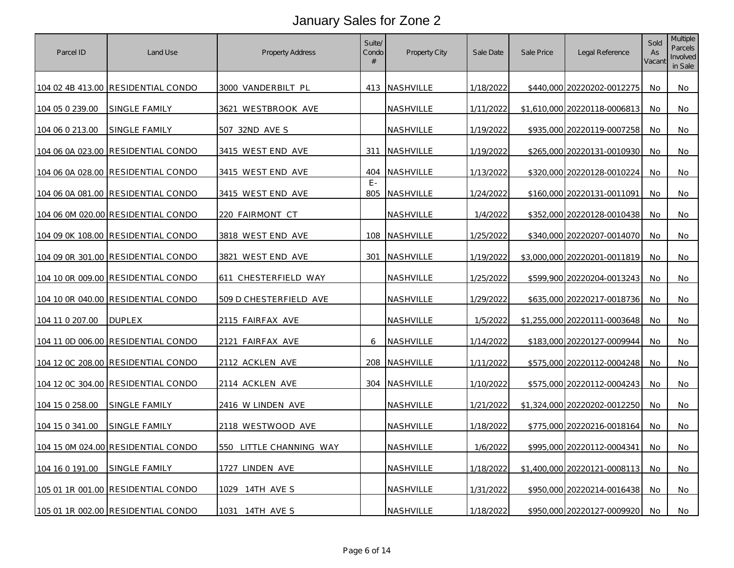# January Sales for Zone 2

| Parcel ID | Land Use | Property Address | Suite/ Condo # | Property City | Sale Date | Sale Price | Legal Reference | Sold As Vacant | Multiple Parcels Involved in Sale |
|---|---|---|---|---|---|---|---|---|---|
| 104 02 4B 413.00 | RESIDENTIAL CONDO | 3000 VANDERBILT PL | 413 | NASHVILLE | 1/18/2022 | $440,000 | 20220202-0012275 | No | No |
| 104 05 0 239.00 | SINGLE FAMILY | 3621 WESTBROOK AVE | | NASHVILLE | 1/11/2022 | $1,610,000 | 20220118-0006813 | No | No |
| 104 06 0 213.00 | SINGLE FAMILY | 507 32ND AVE S | | NASHVILLE | 1/19/2022 | $935,000 | 20220119-0007258 | No | No |
| 104 06 0A 023.00 | RESIDENTIAL CONDO | 3415 WEST END AVE | 311 | NASHVILLE | 1/19/2022 | $265,000 | 20220131-0010930 | No | No |
| 104 06 0A 028.00 | RESIDENTIAL CONDO | 3415 WEST END AVE | 404 | NASHVILLE | 1/13/2022 | $320,000 | 20220128-0010224 | No | No |
| 104 06 0A 081.00 | RESIDENTIAL CONDO | 3415 WEST END AVE | E-805 | NASHVILLE | 1/24/2022 | $160,000 | 20220131-0011091 | No | No |
| 104 06 0M 020.00 | RESIDENTIAL CONDO | 220 FAIRMONT CT | | NASHVILLE | 1/4/2022 | $352,000 | 20220128-0010438 | No | No |
| 104 09 0K 108.00 | RESIDENTIAL CONDO | 3818 WEST END AVE | 108 | NASHVILLE | 1/25/2022 | $340,000 | 20220207-0014070 | No | No |
| 104 09 0R 301.00 | RESIDENTIAL CONDO | 3821 WEST END AVE | 301 | NASHVILLE | 1/19/2022 | $3,000,000 | 20220201-0011819 | No | No |
| 104 10 0R 009.00 | RESIDENTIAL CONDO | 611 CHESTERFIELD WAY | | NASHVILLE | 1/25/2022 | $599,900 | 20220204-0013243 | No | No |
| 104 10 0R 040.00 | RESIDENTIAL CONDO | 509 D CHESTERFIELD AVE | | NASHVILLE | 1/29/2022 | $635,000 | 20220217-0018736 | No | No |
| 104 11 0 207.00 | DUPLEX | 2115 FAIRFAX AVE | | NASHVILLE | 1/5/2022 | $1,255,000 | 20220111-0003648 | No | No |
| 104 11 0D 006.00 | RESIDENTIAL CONDO | 2121 FAIRFAX AVE | 6 | NASHVILLE | 1/14/2022 | $183,000 | 20220127-0009944 | No | No |
| 104 12 0C 208.00 | RESIDENTIAL CONDO | 2112 ACKLEN AVE | 208 | NASHVILLE | 1/11/2022 | $575,000 | 20220112-0004248 | No | No |
| 104 12 0C 304.00 | RESIDENTIAL CONDO | 2114 ACKLEN AVE | 304 | NASHVILLE | 1/10/2022 | $575,000 | 20220112-0004243 | No | No |
| 104 15 0 258.00 | SINGLE FAMILY | 2416 W LINDEN AVE | | NASHVILLE | 1/21/2022 | $1,324,000 | 20220202-0012250 | No | No |
| 104 15 0 341.00 | SINGLE FAMILY | 2118 WESTWOOD AVE | | NASHVILLE | 1/18/2022 | $775,000 | 20220216-0018164 | No | No |
| 104 15 0M 024.00 | RESIDENTIAL CONDO | 550 LITTLE CHANNING WAY | | NASHVILLE | 1/6/2022 | $995,000 | 20220112-0004341 | No | No |
| 104 16 0 191.00 | SINGLE FAMILY | 1727 LINDEN AVE | | NASHVILLE | 1/18/2022 | $1,400,000 | 20220121-0008113 | No | No |
| 105 01 1R 001.00 | RESIDENTIAL CONDO | 1029 14TH AVE S | | NASHVILLE | 1/31/2022 | $950,000 | 20220214-0016438 | No | No |
| 105 01 1R 002.00 | RESIDENTIAL CONDO | 1031 14TH AVE S | | NASHVILLE | 1/18/2022 | $950,000 | 20220127-0009920 | No | No |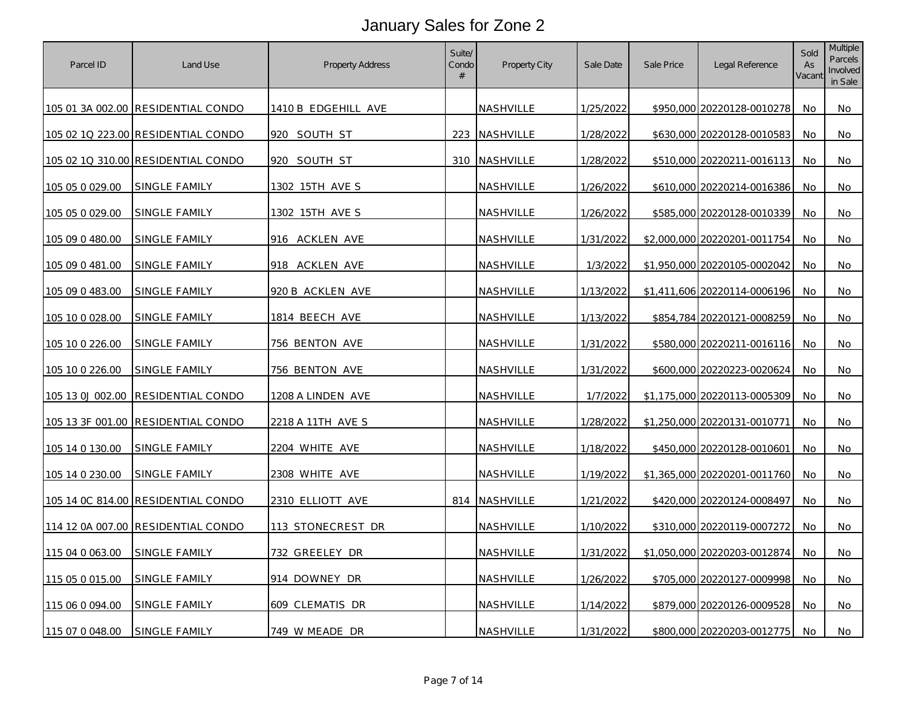# January Sales for Zone 2

| Parcel ID | Land Use | Property Address | Suite/ Condo # | Property City | Sale Date | Sale Price | Legal Reference | Sold As Vacant | Multiple Parcels Involved in Sale |
|---|---|---|---|---|---|---|---|---|---|
| 105 01 3A 002.00 | RESIDENTIAL CONDO | 1410 B EDGEHILL AVE | | NASHVILLE | 1/25/2022 | $950,000 | 20220128-0010278 | No | No |
| 105 02 1Q 223.00 | RESIDENTIAL CONDO | 920 SOUTH ST | 223 | NASHVILLE | 1/28/2022 | $630,000 | 20220128-0010583 | No | No |
| 105 02 1Q 310.00 | RESIDENTIAL CONDO | 920 SOUTH ST | 310 | NASHVILLE | 1/28/2022 | $510,000 | 20220211-0016113 | No | No |
| 105 05 0 029.00 | SINGLE FAMILY | 1302 15TH AVE S | | NASHVILLE | 1/26/2022 | $610,000 | 20220214-0016386 | No | No |
| 105 05 0 029.00 | SINGLE FAMILY | 1302 15TH AVE S | | NASHVILLE | 1/26/2022 | $585,000 | 20220128-0010339 | No | No |
| 105 09 0 480.00 | SINGLE FAMILY | 916 ACKLEN AVE | | NASHVILLE | 1/31/2022 | $2,000,000 | 20220201-0011754 | No | No |
| 105 09 0 481.00 | SINGLE FAMILY | 918 ACKLEN AVE | | NASHVILLE | 1/3/2022 | $1,950,000 | 20220105-0002042 | No | No |
| 105 09 0 483.00 | SINGLE FAMILY | 920 B ACKLEN AVE | | NASHVILLE | 1/13/2022 | $1,411,606 | 20220114-0006196 | No | No |
| 105 10 0 028.00 | SINGLE FAMILY | 1814 BEECH AVE | | NASHVILLE | 1/13/2022 | $854,784 | 20220121-0008259 | No | No |
| 105 10 0 226.00 | SINGLE FAMILY | 756 BENTON AVE | | NASHVILLE | 1/31/2022 | $580,000 | 20220211-0016116 | No | No |
| 105 10 0 226.00 | SINGLE FAMILY | 756 BENTON AVE | | NASHVILLE | 1/31/2022 | $600,000 | 20220223-0020624 | No | No |
| 105 13 0J 002.00 | RESIDENTIAL CONDO | 1208 A LINDEN AVE | | NASHVILLE | 1/7/2022 | $1,175,000 | 20220113-0005309 | No | No |
| 105 13 3F 001.00 | RESIDENTIAL CONDO | 2218 A 11TH AVE S | | NASHVILLE | 1/28/2022 | $1,250,000 | 20220131-0010771 | No | No |
| 105 14 0 130.00 | SINGLE FAMILY | 2204 WHITE AVE | | NASHVILLE | 1/18/2022 | $450,000 | 20220128-0010601 | No | No |
| 105 14 0 230.00 | SINGLE FAMILY | 2308 WHITE AVE | | NASHVILLE | 1/19/2022 | $1,365,000 | 20220201-0011760 | No | No |
| 105 14 0C 814.00 | RESIDENTIAL CONDO | 2310 ELLIOTT AVE | 814 | NASHVILLE | 1/21/2022 | $420,000 | 20220124-0008497 | No | No |
| 114 12 0A 007.00 | RESIDENTIAL CONDO | 113 STONECREST DR | | NASHVILLE | 1/10/2022 | $310,000 | 20220119-0007272 | No | No |
| 115 04 0 063.00 | SINGLE FAMILY | 732 GREELEY DR | | NASHVILLE | 1/31/2022 | $1,050,000 | 20220203-0012874 | No | No |
| 115 05 0 015.00 | SINGLE FAMILY | 914 DOWNEY DR | | NASHVILLE | 1/26/2022 | $705,000 | 20220127-0009998 | No | No |
| 115 06 0 094.00 | SINGLE FAMILY | 609 CLEMATIS DR | | NASHVILLE | 1/14/2022 | $879,000 | 20220126-0009528 | No | No |
| 115 07 0 048.00 | SINGLE FAMILY | 749 W MEADE DR | | NASHVILLE | 1/31/2022 | $800,000 | 20220203-0012775 | No | No |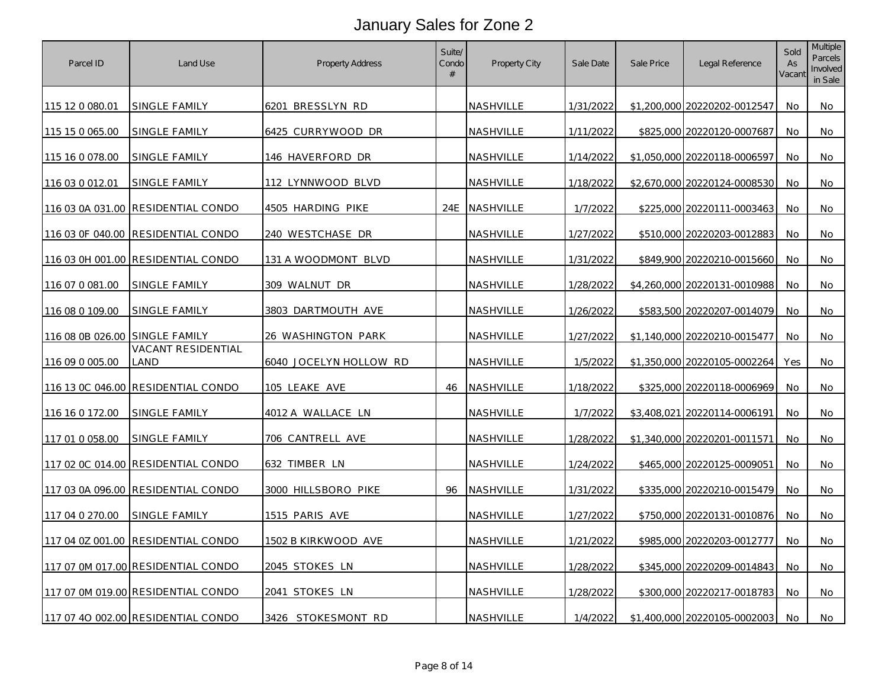# January Sales for Zone 2

| Parcel ID | Land Use | Property Address | Suite/ Condo # | Property City | Sale Date | Sale Price | Legal Reference | Sold As Vacant | Multiple Parcels Involved in Sale |
|---|---|---|---|---|---|---|---|---|---|
| 115 12 0 080.01 | SINGLE FAMILY | 6201 BRESSLYN RD | | NASHVILLE | 1/31/2022 | $1,200,000 | 20220202-0012547 | No | No |
| 115 15 0 065.00 | SINGLE FAMILY | 6425 CURRYWOOD DR | | NASHVILLE | 1/11/2022 | $825,000 | 20220120-0007687 | No | No |
| 115 16 0 078.00 | SINGLE FAMILY | 146 HAVERFORD DR | | NASHVILLE | 1/14/2022 | $1,050,000 | 20220118-0006597 | No | No |
| 116 03 0 012.01 | SINGLE FAMILY | 112 LYNNWOOD BLVD | | NASHVILLE | 1/18/2022 | $2,670,000 | 20220124-0008530 | No | No |
| 116 03 0A 031.00 | RESIDENTIAL CONDO | 4505 HARDING PIKE | 24E | NASHVILLE | 1/7/2022 | $225,000 | 20220111-0003463 | No | No |
| 116 03 0F 040.00 | RESIDENTIAL CONDO | 240 WESTCHASE DR | | NASHVILLE | 1/27/2022 | $510,000 | 20220203-0012883 | No | No |
| 116 03 0H 001.00 | RESIDENTIAL CONDO | 131 A WOODMONT BLVD | | NASHVILLE | 1/31/2022 | $849,900 | 20220210-0015660 | No | No |
| 116 07 0 081.00 | SINGLE FAMILY | 309 WALNUT DR | | NASHVILLE | 1/28/2022 | $4,260,000 | 20220131-0010988 | No | No |
| 116 08 0 109.00 | SINGLE FAMILY | 3803 DARTMOUTH AVE | | NASHVILLE | 1/26/2022 | $583,500 | 20220207-0014079 | No | No |
| 116 08 0B 026.00 | SINGLE FAMILY | 26 WASHINGTON PARK | | NASHVILLE | 1/27/2022 | $1,140,000 | 20220210-0015477 | No | No |
| 116 09 0 005.00 | VACANT RESIDENTIAL LAND | 6040 JOCELYN HOLLOW RD | | NASHVILLE | 1/5/2022 | $1,350,000 | 20220105-0002264 | Yes | No |
| 116 13 0C 046.00 | RESIDENTIAL CONDO | 105 LEAKE AVE | 46 | NASHVILLE | 1/18/2022 | $325,000 | 20220118-0006969 | No | No |
| 116 16 0 172.00 | SINGLE FAMILY | 4012 A WALLACE LN | | NASHVILLE | 1/7/2022 | $3,408,021 | 20220114-0006191 | No | No |
| 117 01 0 058.00 | SINGLE FAMILY | 706 CANTRELL AVE | | NASHVILLE | 1/28/2022 | $1,340,000 | 20220201-0011571 | No | No |
| 117 02 0C 014.00 | RESIDENTIAL CONDO | 632 TIMBER LN | | NASHVILLE | 1/24/2022 | $465,000 | 20220125-0009051 | No | No |
| 117 03 0A 096.00 | RESIDENTIAL CONDO | 3000 HILLSBORO PIKE | 96 | NASHVILLE | 1/31/2022 | $335,000 | 20220210-0015479 | No | No |
| 117 04 0 270.00 | SINGLE FAMILY | 1515 PARIS AVE | | NASHVILLE | 1/27/2022 | $750,000 | 20220131-0010876 | No | No |
| 117 04 0Z 001.00 | RESIDENTIAL CONDO | 1502 B KIRKWOOD AVE | | NASHVILLE | 1/21/2022 | $985,000 | 20220203-0012777 | No | No |
| 117 07 0M 017.00 | RESIDENTIAL CONDO | 2045 STOKES LN | | NASHVILLE | 1/28/2022 | $345,000 | 20220209-0014843 | No | No |
| 117 07 0M 019.00 | RESIDENTIAL CONDO | 2041 STOKES LN | | NASHVILLE | 1/28/2022 | $300,000 | 20220217-0018783 | No | No |
| 117 07 4O 002.00 | RESIDENTIAL CONDO | 3426 STOKESMONT RD | | NASHVILLE | 1/4/2022 | $1,400,000 | 20220105-0002003 | No | No |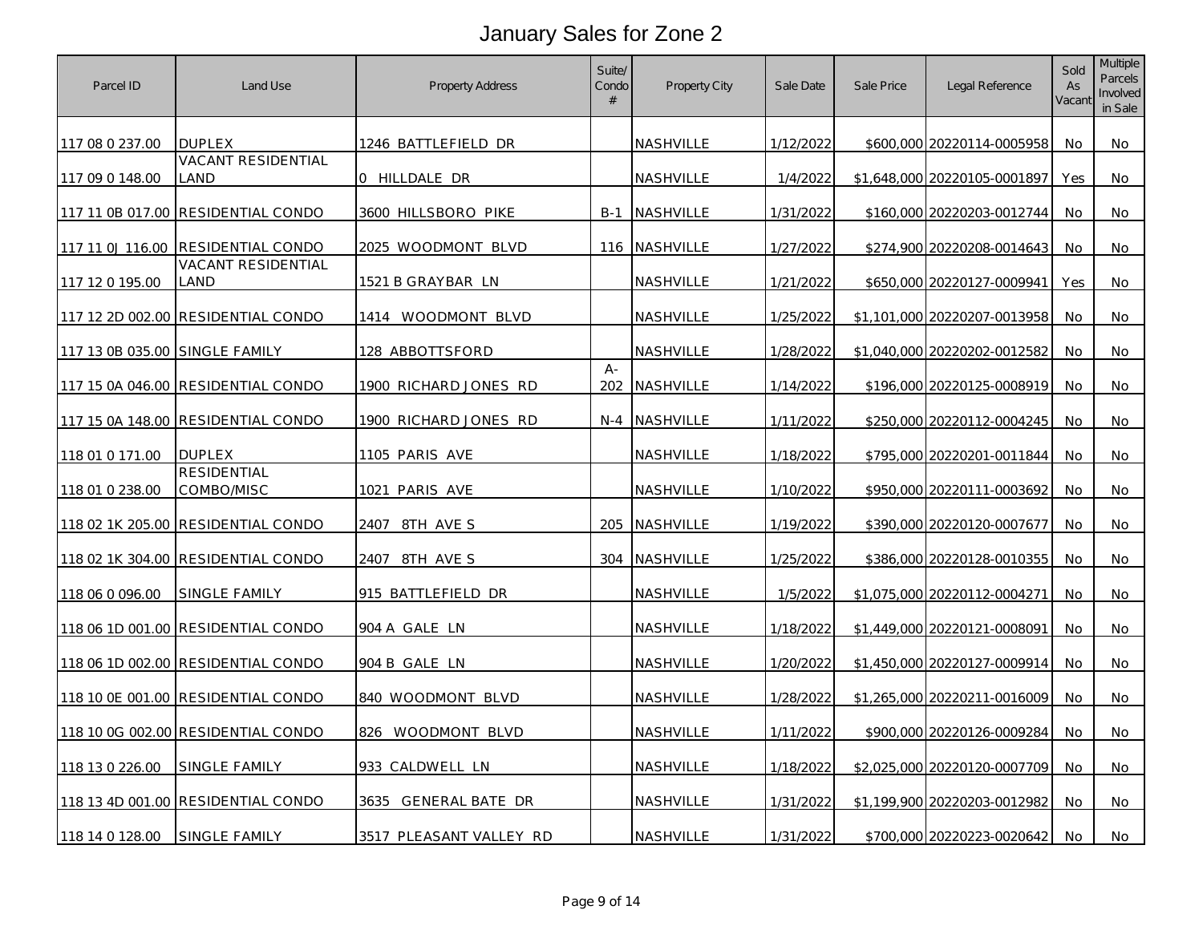# January Sales for Zone 2

| Parcel ID | Land Use | Property Address | Suite/ Condo # | Property City | Sale Date | Sale Price | Legal Reference | Sold As Vacant | Multiple Parcels Involved in Sale |
|---|---|---|---|---|---|---|---|---|---|
| 117 08 0 237.00 | DUPLEX | 1246 BATTLEFIELD DR | | NASHVILLE | 1/12/2022 | $600,000 | 20220114-0005958 | No | No |
| 117 09 0 148.00 | VACANT RESIDENTIAL LAND | 0 HILLDALE DR | | NASHVILLE | 1/4/2022 | $1,648,000 | 20220105-0001897 | Yes | No |
| 117 11 0B 017.00 | RESIDENTIAL CONDO | 3600 HILLSBORO PIKE | B-1 | NASHVILLE | 1/31/2022 | $160,000 | 20220203-0012744 | No | No |
| 117 11 0J 116.00 | RESIDENTIAL CONDO | 2025 WOODMONT BLVD | 116 | NASHVILLE | 1/27/2022 | $274,900 | 20220208-0014643 | No | No |
| 117 12 0 195.00 | VACANT RESIDENTIAL LAND | 1521 B GRAYBAR LN | | NASHVILLE | 1/21/2022 | $650,000 | 20220127-0009941 | Yes | No |
| 117 12 2D 002.00 | RESIDENTIAL CONDO | 1414 WOODMONT BLVD | | NASHVILLE | 1/25/2022 | $1,101,000 | 20220207-0013958 | No | No |
| 117 13 0B 035.00 | SINGLE FAMILY | 128 ABBOTTSFORD | | NASHVILLE | 1/28/2022 | $1,040,000 | 20220202-0012582 | No | No |
| 117 15 0A 046.00 | RESIDENTIAL CONDO | 1900 RICHARD JONES RD | A-202 | NASHVILLE | 1/14/2022 | $196,000 | 20220125-0008919 | No | No |
| 117 15 0A 148.00 | RESIDENTIAL CONDO | 1900 RICHARD JONES RD | N-4 | NASHVILLE | 1/11/2022 | $250,000 | 20220112-0004245 | No | No |
| 118 01 0 171.00 | DUPLEX | 1105 PARIS AVE | | NASHVILLE | 1/18/2022 | $795,000 | 20220201-0011844 | No | No |
| 118 01 0 238.00 | RESIDENTIAL COMBO/MISC | 1021 PARIS AVE | | NASHVILLE | 1/10/2022 | $950,000 | 20220111-0003692 | No | No |
| 118 02 1K 205.00 | RESIDENTIAL CONDO | 2407 8TH AVE S | 205 | NASHVILLE | 1/19/2022 | $390,000 | 20220120-0007677 | No | No |
| 118 02 1K 304.00 | RESIDENTIAL CONDO | 2407 8TH AVE S | 304 | NASHVILLE | 1/25/2022 | $386,000 | 20220128-0010355 | No | No |
| 118 06 0 096.00 | SINGLE FAMILY | 915 BATTLEFIELD DR | | NASHVILLE | 1/5/2022 | $1,075,000 | 20220112-0004271 | No | No |
| 118 06 1D 001.00 | RESIDENTIAL CONDO | 904 A GALE LN | | NASHVILLE | 1/18/2022 | $1,449,000 | 20220121-0008091 | No | No |
| 118 06 1D 002.00 | RESIDENTIAL CONDO | 904 B GALE LN | | NASHVILLE | 1/20/2022 | $1,450,000 | 20220127-0009914 | No | No |
| 118 10 0E 001.00 | RESIDENTIAL CONDO | 840 WOODMONT BLVD | | NASHVILLE | 1/28/2022 | $1,265,000 | 20220211-0016009 | No | No |
| 118 10 0G 002.00 | RESIDENTIAL CONDO | 826 WOODMONT BLVD | | NASHVILLE | 1/11/2022 | $900,000 | 20220126-0009284 | No | No |
| 118 13 0 226.00 | SINGLE FAMILY | 933 CALDWELL LN | | NASHVILLE | 1/18/2022 | $2,025,000 | 20220120-0007709 | No | No |
| 118 13 4D 001.00 | RESIDENTIAL CONDO | 3635 GENERAL BATE DR | | NASHVILLE | 1/31/2022 | $1,199,900 | 20220203-0012982 | No | No |
| 118 14 0 128.00 | SINGLE FAMILY | 3517 PLEASANT VALLEY RD | | NASHVILLE | 1/31/2022 | $700,000 | 20220223-0020642 | No | No |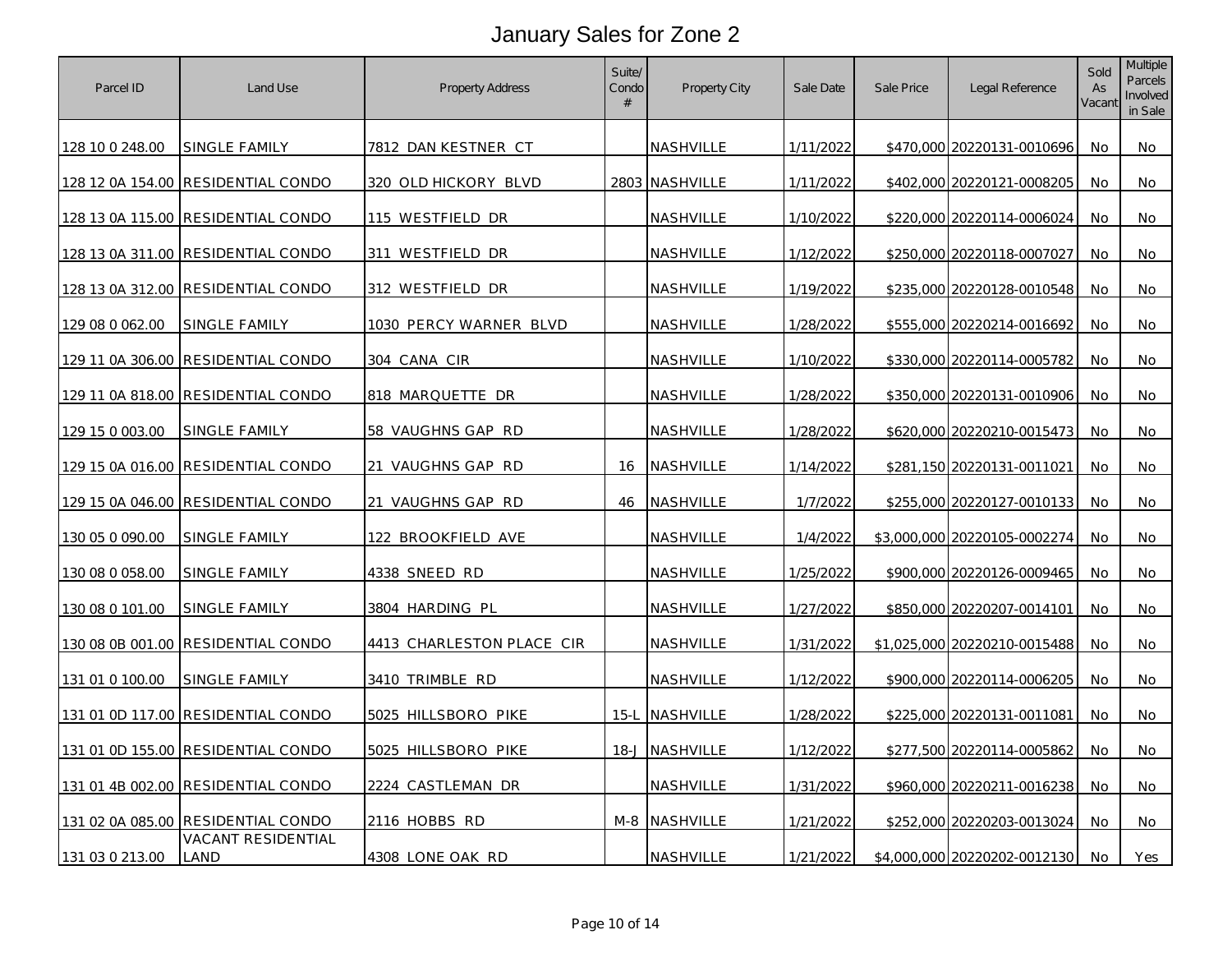# January Sales for Zone 2

| Parcel ID | Land Use | Property Address | Suite/ Condo # | Property City | Sale Date | Sale Price | Legal Reference | Sold As Vacant | Multiple Parcels Involved in Sale |
|---|---|---|---|---|---|---|---|---|---|
| 128 10 0 248.00 | SINGLE FAMILY | 7812 DAN KESTNER CT | | NASHVILLE | 1/11/2022 | $470,000 | 20220131-0010696 | No | No |
| 128 12 0A 154.00 | RESIDENTIAL CONDO | 320 OLD HICKORY BLVD | 2803 | NASHVILLE | 1/11/2022 | $402,000 | 20220121-0008205 | No | No |
| 128 13 0A 115.00 | RESIDENTIAL CONDO | 115 WESTFIELD DR | | NASHVILLE | 1/10/2022 | $220,000 | 20220114-0006024 | No | No |
| 128 13 0A 311.00 | RESIDENTIAL CONDO | 311 WESTFIELD DR | | NASHVILLE | 1/12/2022 | $250,000 | 20220118-0007027 | No | No |
| 128 13 0A 312.00 | RESIDENTIAL CONDO | 312 WESTFIELD DR | | NASHVILLE | 1/19/2022 | $235,000 | 20220128-0010548 | No | No |
| 129 08 0 062.00 | SINGLE FAMILY | 1030 PERCY WARNER BLVD | | NASHVILLE | 1/28/2022 | $555,000 | 20220214-0016692 | No | No |
| 129 11 0A 306.00 | RESIDENTIAL CONDO | 304 CANA CIR | | NASHVILLE | 1/10/2022 | $330,000 | 20220114-0005782 | No | No |
| 129 11 0A 818.00 | RESIDENTIAL CONDO | 818 MARQUETTE DR | | NASHVILLE | 1/28/2022 | $350,000 | 20220131-0010906 | No | No |
| 129 15 0 003.00 | SINGLE FAMILY | 58 VAUGHNS GAP RD | | NASHVILLE | 1/28/2022 | $620,000 | 20220210-0015473 | No | No |
| 129 15 0A 016.00 | RESIDENTIAL CONDO | 21 VAUGHNS GAP RD | 16 | NASHVILLE | 1/14/2022 | $281,150 | 20220131-0011021 | No | No |
| 129 15 0A 046.00 | RESIDENTIAL CONDO | 21 VAUGHNS GAP RD | 46 | NASHVILLE | 1/7/2022 | $255,000 | 20220127-0010133 | No | No |
| 130 05 0 090.00 | SINGLE FAMILY | 122 BROOKFIELD AVE | | NASHVILLE | 1/4/2022 | $3,000,000 | 20220105-0002274 | No | No |
| 130 08 0 058.00 | SINGLE FAMILY | 4338 SNEED RD | | NASHVILLE | 1/25/2022 | $900,000 | 20220126-0009465 | No | No |
| 130 08 0 101.00 | SINGLE FAMILY | 3804 HARDING PL | | NASHVILLE | 1/27/2022 | $850,000 | 20220207-0014101 | No | No |
| 130 08 0B 001.00 | RESIDENTIAL CONDO | 4413 CHARLESTON PLACE CIR | | NASHVILLE | 1/31/2022 | $1,025,000 | 20220210-0015488 | No | No |
| 131 01 0 100.00 | SINGLE FAMILY | 3410 TRIMBLE RD | | NASHVILLE | 1/12/2022 | $900,000 | 20220114-0006205 | No | No |
| 131 01 0D 117.00 | RESIDENTIAL CONDO | 5025 HILLSBORO PIKE | 15-L | NASHVILLE | 1/28/2022 | $225,000 | 20220131-0011081 | No | No |
| 131 01 0D 155.00 | RESIDENTIAL CONDO | 5025 HILLSBORO PIKE | 18-J | NASHVILLE | 1/12/2022 | $277,500 | 20220114-0005862 | No | No |
| 131 01 4B 002.00 | RESIDENTIAL CONDO | 2224 CASTLEMAN DR | | NASHVILLE | 1/31/2022 | $960,000 | 20220211-0016238 | No | No |
| 131 02 0A 085.00 | RESIDENTIAL CONDO | 2116 HOBBS RD | M-8 | NASHVILLE | 1/21/2022 | $252,000 | 20220203-0013024 | No | No |
| 131 03 0 213.00 | VACANT RESIDENTIAL LAND | 4308 LONE OAK RD | | NASHVILLE | 1/21/2022 | $4,000,000 | 20220202-0012130 | No | Yes |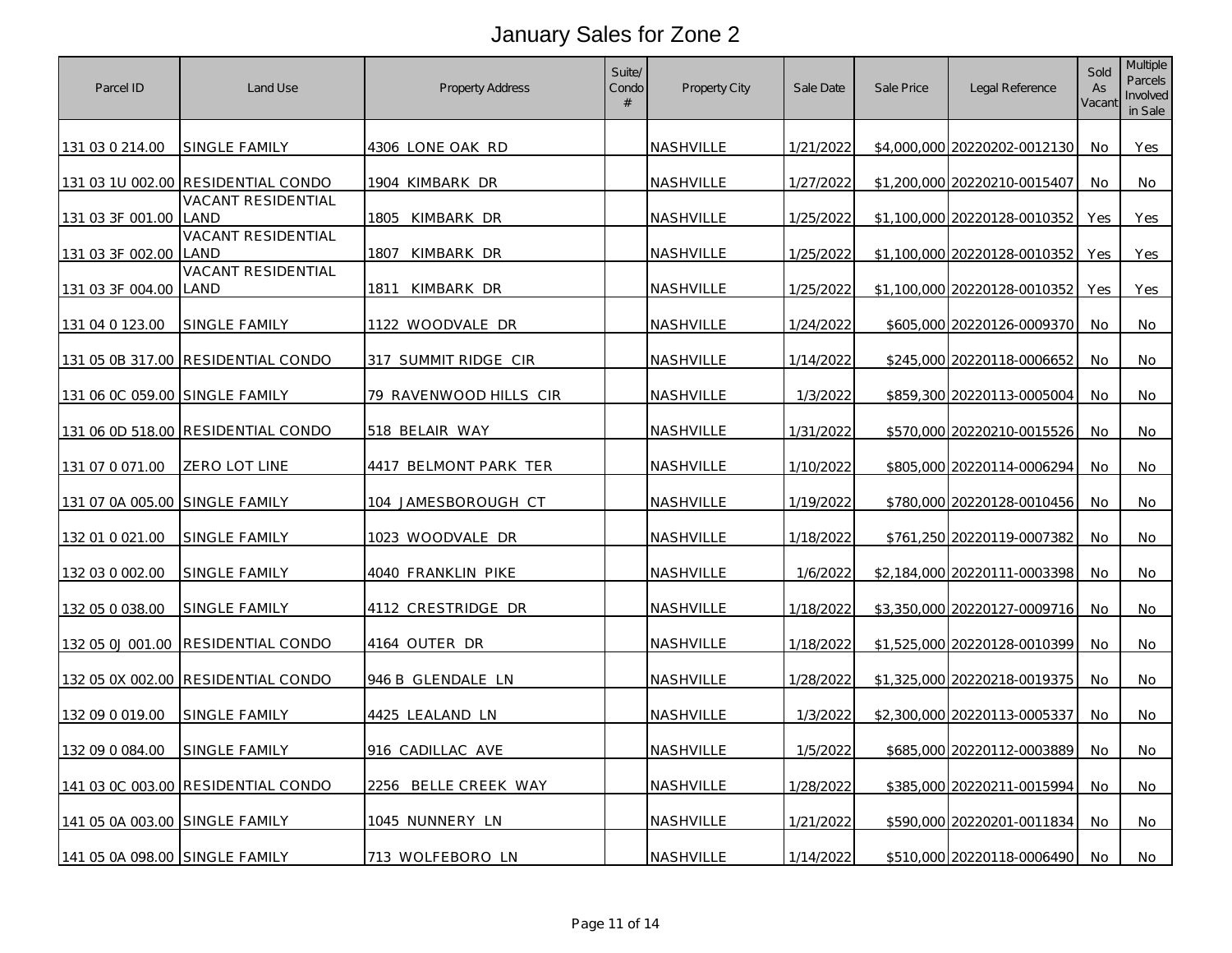# January Sales for Zone 2

| Parcel ID | Land Use | Property Address | Suite/ Condo # | Property City | Sale Date | Sale Price | Legal Reference | Sold As Vacant | Multiple Parcels Involved in Sale |
|---|---|---|---|---|---|---|---|---|---|
| 131 03 0 214.00 | SINGLE FAMILY | 4306 LONE OAK RD | | NASHVILLE | 1/21/2022 | $4,000,000 | 20220202-0012130 | No | Yes |
| 131 03 1U 002.00 | RESIDENTIAL CONDO | 1904 KIMBARK DR | | NASHVILLE | 1/27/2022 | $1,200,000 | 20220210-0015407 | No | No |
| 131 03 3F 001.00 | VACANT RESIDENTIAL LAND | 1805 KIMBARK DR | | NASHVILLE | 1/25/2022 | $1,100,000 | 20220128-0010352 | Yes | Yes |
| 131 03 3F 002.00 | VACANT RESIDENTIAL LAND | 1807 KIMBARK DR | | NASHVILLE | 1/25/2022 | $1,100,000 | 20220128-0010352 | Yes | Yes |
| 131 03 3F 004.00 | VACANT RESIDENTIAL LAND | 1811 KIMBARK DR | | NASHVILLE | 1/25/2022 | $1,100,000 | 20220128-0010352 | Yes | Yes |
| 131 04 0 123.00 | SINGLE FAMILY | 1122 WOODVALE DR | | NASHVILLE | 1/24/2022 | $605,000 | 20220126-0009370 | No | No |
| 131 05 0B 317.00 | RESIDENTIAL CONDO | 317 SUMMIT RIDGE CIR | | NASHVILLE | 1/14/2022 | $245,000 | 20220118-0006652 | No | No |
| 131 06 0C 059.00 | SINGLE FAMILY | 79 RAVENWOOD HILLS CIR | | NASHVILLE | 1/3/2022 | $859,300 | 20220113-0005004 | No | No |
| 131 06 0D 518.00 | RESIDENTIAL CONDO | 518 BELAIR WAY | | NASHVILLE | 1/31/2022 | $570,000 | 20220210-0015526 | No | No |
| 131 07 0 071.00 | ZERO LOT LINE | 4417 BELMONT PARK TER | | NASHVILLE | 1/10/2022 | $805,000 | 20220114-0006294 | No | No |
| 131 07 0A 005.00 | SINGLE FAMILY | 104 JAMESBOROUGH CT | | NASHVILLE | 1/19/2022 | $780,000 | 20220128-0010456 | No | No |
| 132 01 0 021.00 | SINGLE FAMILY | 1023 WOODVALE DR | | NASHVILLE | 1/18/2022 | $761,250 | 20220119-0007382 | No | No |
| 132 03 0 002.00 | SINGLE FAMILY | 4040 FRANKLIN PIKE | | NASHVILLE | 1/6/2022 | $2,184,000 | 20220111-0003398 | No | No |
| 132 05 0 038.00 | SINGLE FAMILY | 4112 CRESTRIDGE DR | | NASHVILLE | 1/18/2022 | $3,350,000 | 20220127-0009716 | No | No |
| 132 05 0J 001.00 | RESIDENTIAL CONDO | 4164 OUTER DR | | NASHVILLE | 1/18/2022 | $1,525,000 | 20220128-0010399 | No | No |
| 132 05 0X 002.00 | RESIDENTIAL CONDO | 946 B GLENDALE LN | | NASHVILLE | 1/28/2022 | $1,325,000 | 20220218-0019375 | No | No |
| 132 09 0 019.00 | SINGLE FAMILY | 4425 LEALAND LN | | NASHVILLE | 1/3/2022 | $2,300,000 | 20220113-0005337 | No | No |
| 132 09 0 084.00 | SINGLE FAMILY | 916 CADILLAC AVE | | NASHVILLE | 1/5/2022 | $685,000 | 20220112-0003889 | No | No |
| 141 03 0C 003.00 | RESIDENTIAL CONDO | 2256 BELLE CREEK WAY | | NASHVILLE | 1/28/2022 | $385,000 | 20220211-0015994 | No | No |
| 141 05 0A 003.00 | SINGLE FAMILY | 1045 NUNNERY LN | | NASHVILLE | 1/21/2022 | $590,000 | 20220201-0011834 | No | No |
| 141 05 0A 098.00 | SINGLE FAMILY | 713 WOLFEBORO LN | | NASHVILLE | 1/14/2022 | $510,000 | 20220118-0006490 | No | No |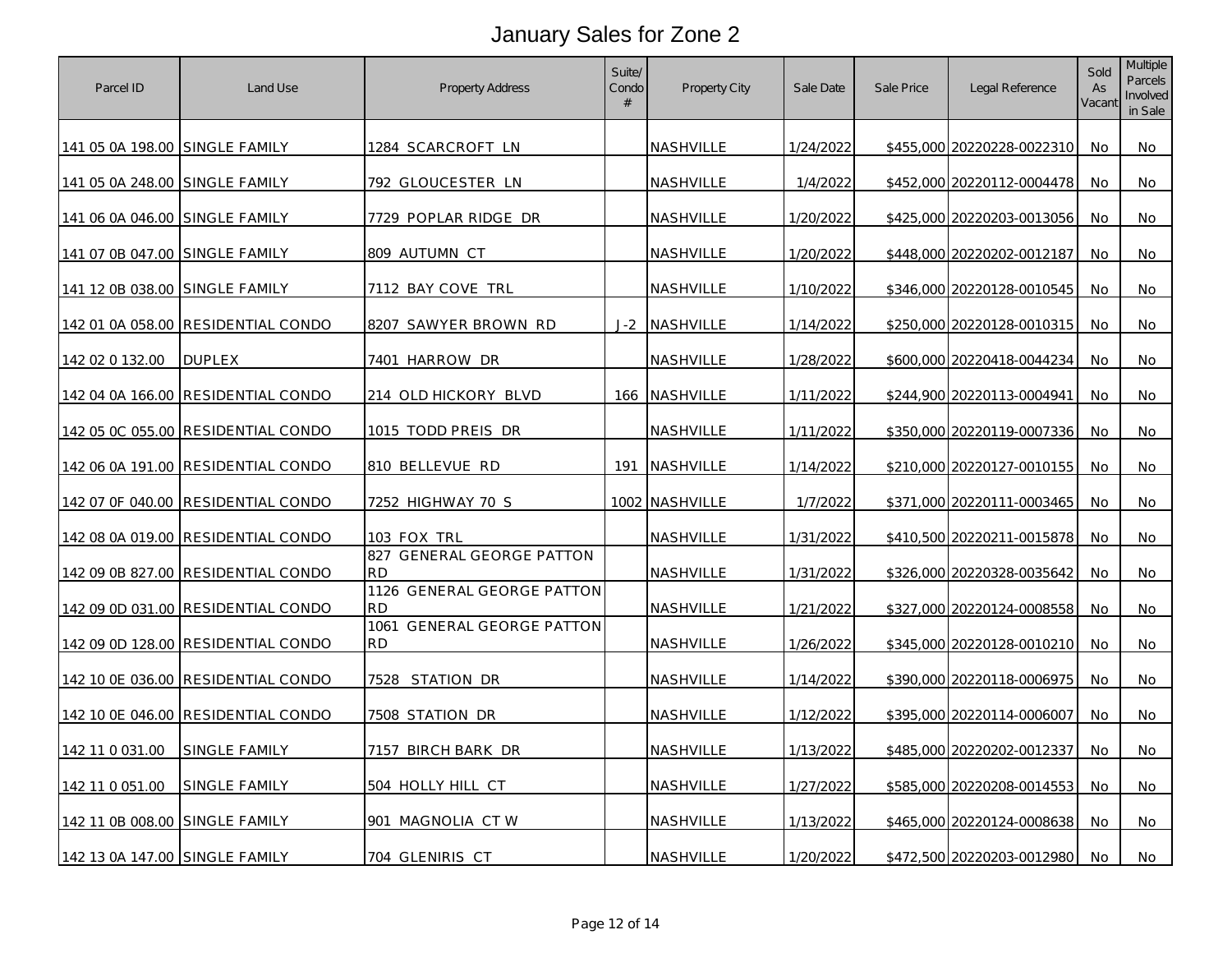# January Sales for Zone 2

| Parcel ID | Land Use | Property Address | Suite/ Condo # | Property City | Sale Date | Sale Price | Legal Reference | Sold As Vacant | Multiple Parcels Involved in Sale |
|---|---|---|---|---|---|---|---|---|---|
| 141 05 0A 198.00 | SINGLE FAMILY | 1284 SCARCROFT LN | | NASHVILLE | 1/24/2022 | $455,000 | 20220228-0022310 | No | No |
| 141 05 0A 248.00 | SINGLE FAMILY | 792 GLOUCESTER LN | | NASHVILLE | 1/4/2022 | $452,000 | 20220112-0004478 | No | No |
| 141 06 0A 046.00 | SINGLE FAMILY | 7729 POPLAR RIDGE DR | | NASHVILLE | 1/20/2022 | $425,000 | 20220203-0013056 | No | No |
| 141 07 0B 047.00 | SINGLE FAMILY | 809 AUTUMN CT | | NASHVILLE | 1/20/2022 | $448,000 | 20220202-0012187 | No | No |
| 141 12 0B 038.00 | SINGLE FAMILY | 7112 BAY COVE TRL | | NASHVILLE | 1/10/2022 | $346,000 | 20220128-0010545 | No | No |
| 142 01 0A 058.00 | RESIDENTIAL CONDO | 8207 SAWYER BROWN RD | J-2 | NASHVILLE | 1/14/2022 | $250,000 | 20220128-0010315 | No | No |
| 142 02 0 132.00 | DUPLEX | 7401 HARROW DR | | NASHVILLE | 1/28/2022 | $600,000 | 20220418-0044234 | No | No |
| 142 04 0A 166.00 | RESIDENTIAL CONDO | 214 OLD HICKORY BLVD | 166 | NASHVILLE | 1/11/2022 | $244,900 | 20220113-0004941 | No | No |
| 142 05 0C 055.00 | RESIDENTIAL CONDO | 1015 TODD PREIS DR | | NASHVILLE | 1/11/2022 | $350,000 | 20220119-0007336 | No | No |
| 142 06 0A 191.00 | RESIDENTIAL CONDO | 810 BELLEVUE RD | 191 | NASHVILLE | 1/14/2022 | $210,000 | 20220127-0010155 | No | No |
| 142 07 0F 040.00 | RESIDENTIAL CONDO | 7252 HIGHWAY 70 S | 1002 | NASHVILLE | 1/7/2022 | $371,000 | 20220111-0003465 | No | No |
| 142 08 0A 019.00 | RESIDENTIAL CONDO | 103 FOX TRL | | NASHVILLE | 1/31/2022 | $410,500 | 20220211-0015878 | No | No |
| 142 09 0B 827.00 | RESIDENTIAL CONDO | 827 GENERAL GEORGE PATTON RD | | NASHVILLE | 1/31/2022 | $326,000 | 20220328-0035642 | No | No |
| 142 09 0D 031.00 | RESIDENTIAL CONDO | 1126 GENERAL GEORGE PATTON RD | | NASHVILLE | 1/21/2022 | $327,000 | 20220124-0008558 | No | No |
| 142 09 0D 128.00 | RESIDENTIAL CONDO | 1061 GENERAL GEORGE PATTON RD | | NASHVILLE | 1/26/2022 | $345,000 | 20220128-0010210 | No | No |
| 142 10 0E 036.00 | RESIDENTIAL CONDO | 7528 STATION DR | | NASHVILLE | 1/14/2022 | $390,000 | 20220118-0006975 | No | No |
| 142 10 0E 046.00 | RESIDENTIAL CONDO | 7508 STATION DR | | NASHVILLE | 1/12/2022 | $395,000 | 20220114-0006007 | No | No |
| 142 11 0 031.00 | SINGLE FAMILY | 7157 BIRCH BARK DR | | NASHVILLE | 1/13/2022 | $485,000 | 20220202-0012337 | No | No |
| 142 11 0 051.00 | SINGLE FAMILY | 504 HOLLY HILL CT | | NASHVILLE | 1/27/2022 | $585,000 | 20220208-0014553 | No | No |
| 142 11 0B 008.00 | SINGLE FAMILY | 901 MAGNOLIA CT W | | NASHVILLE | 1/13/2022 | $465,000 | 20220124-0008638 | No | No |
| 142 13 0A 147.00 | SINGLE FAMILY | 704 GLENIRIS CT | | NASHVILLE | 1/20/2022 | $472,500 | 20220203-0012980 | No | No |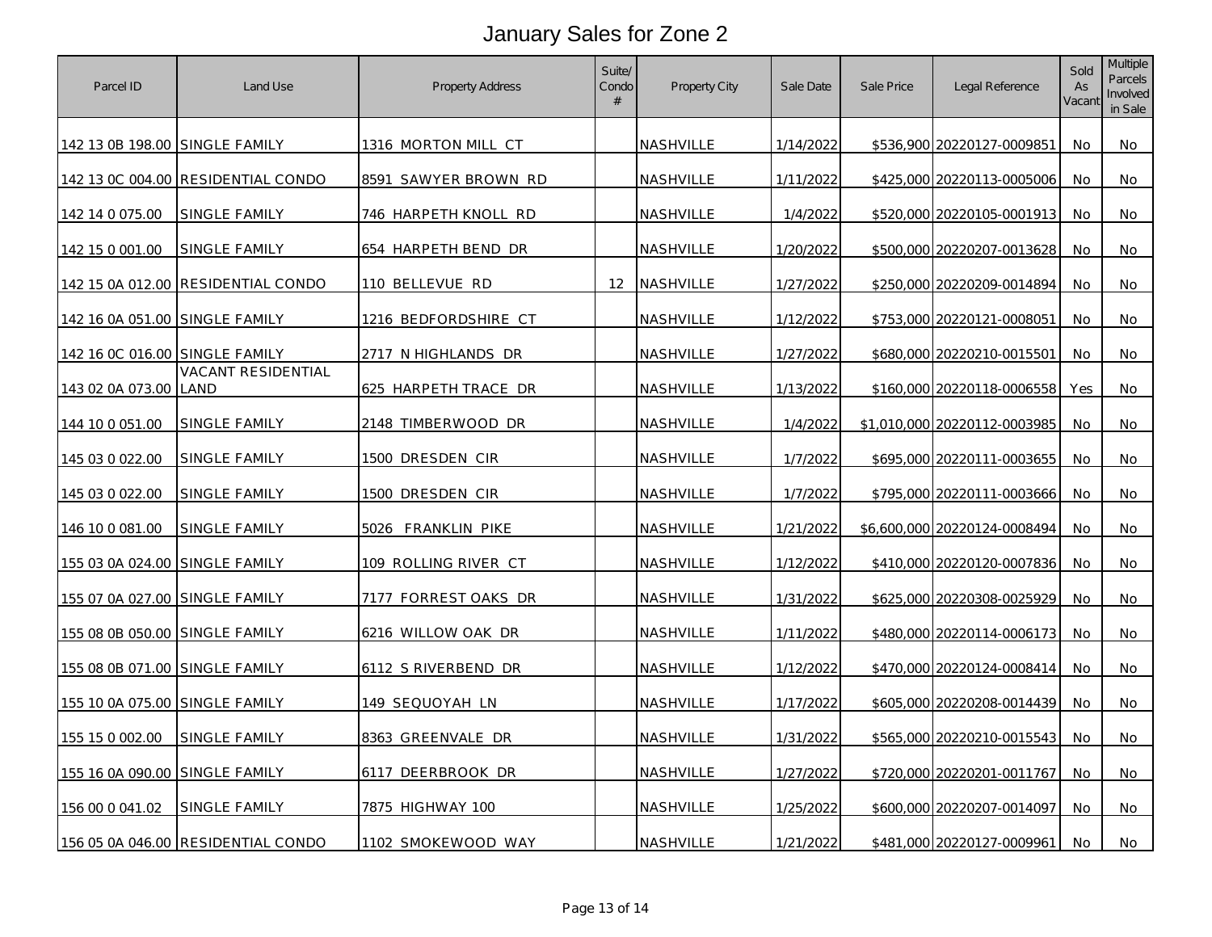# January Sales for Zone 2

| Parcel ID | Land Use | Property Address | Suite/ Condo # | Property City | Sale Date | Sale Price | Legal Reference | Sold As Vacant | Multiple Parcels Involved in Sale |
|---|---|---|---|---|---|---|---|---|---|
| 142 13 0B 198.00 | SINGLE FAMILY | 1316 MORTON MILL CT | | NASHVILLE | 1/14/2022 | $536,900 | 20220127-0009851 | No | No |
| 142 13 0C 004.00 | RESIDENTIAL CONDO | 8591 SAWYER BROWN RD | | NASHVILLE | 1/11/2022 | $425,000 | 20220113-0005006 | No | No |
| 142 14 0 075.00 | SINGLE FAMILY | 746 HARPETH KNOLL RD | | NASHVILLE | 1/4/2022 | $520,000 | 20220105-0001913 | No | No |
| 142 15 0 001.00 | SINGLE FAMILY | 654 HARPETH BEND DR | | NASHVILLE | 1/20/2022 | $500,000 | 20220207-0013628 | No | No |
| 142 15 0A 012.00 | RESIDENTIAL CONDO | 110 BELLEVUE RD | 12 | NASHVILLE | 1/27/2022 | $250,000 | 20220209-0014894 | No | No |
| 142 16 0A 051.00 | SINGLE FAMILY | 1216 BEDFORDSHIRE CT | | NASHVILLE | 1/12/2022 | $753,000 | 20220121-0008051 | No | No |
| 142 16 0C 016.00 | SINGLE FAMILY | 2717 N HIGHLANDS DR | | NASHVILLE | 1/27/2022 | $680,000 | 20220210-0015501 | No | No |
| 143 02 0A 073.00 | VACANT RESIDENTIAL LAND | 625 HARPETH TRACE DR | | NASHVILLE | 1/13/2022 | $160,000 | 20220118-0006558 | Yes | No |
| 144 10 0 051.00 | SINGLE FAMILY | 2148 TIMBERWOOD DR | | NASHVILLE | 1/4/2022 | $1,010,000 | 20220112-0003985 | No | No |
| 145 03 0 022.00 | SINGLE FAMILY | 1500 DRESDEN CIR | | NASHVILLE | 1/7/2022 | $695,000 | 20220111-0003655 | No | No |
| 145 03 0 022.00 | SINGLE FAMILY | 1500 DRESDEN CIR | | NASHVILLE | 1/7/2022 | $795,000 | 20220111-0003666 | No | No |
| 146 10 0 081.00 | SINGLE FAMILY | 5026 FRANKLIN PIKE | | NASHVILLE | 1/21/2022 | $6,600,000 | 20220124-0008494 | No | No |
| 155 03 0A 024.00 | SINGLE FAMILY | 109 ROLLING RIVER CT | | NASHVILLE | 1/12/2022 | $410,000 | 20220120-0007836 | No | No |
| 155 07 0A 027.00 | SINGLE FAMILY | 7177 FORREST OAKS DR | | NASHVILLE | 1/31/2022 | $625,000 | 20220308-0025929 | No | No |
| 155 08 0B 050.00 | SINGLE FAMILY | 6216 WILLOW OAK DR | | NASHVILLE | 1/11/2022 | $480,000 | 20220114-0006173 | No | No |
| 155 08 0B 071.00 | SINGLE FAMILY | 6112 S RIVERBEND DR | | NASHVILLE | 1/12/2022 | $470,000 | 20220124-0008414 | No | No |
| 155 10 0A 075.00 | SINGLE FAMILY | 149 SEQUOYAH LN | | NASHVILLE | 1/17/2022 | $605,000 | 20220208-0014439 | No | No |
| 155 15 0 002.00 | SINGLE FAMILY | 8363 GREENVALE DR | | NASHVILLE | 1/31/2022 | $565,000 | 20220210-0015543 | No | No |
| 155 16 0A 090.00 | SINGLE FAMILY | 6117 DEERBROOK DR | | NASHVILLE | 1/27/2022 | $720,000 | 20220201-0011767 | No | No |
| 156 00 0 041.02 | SINGLE FAMILY | 7875 HIGHWAY 100 | | NASHVILLE | 1/25/2022 | $600,000 | 20220207-0014097 | No | No |
| 156 05 0A 046.00 | RESIDENTIAL CONDO | 1102 SMOKEWOOD WAY | | NASHVILLE | 1/21/2022 | $481,000 | 20220127-0009961 | No | No |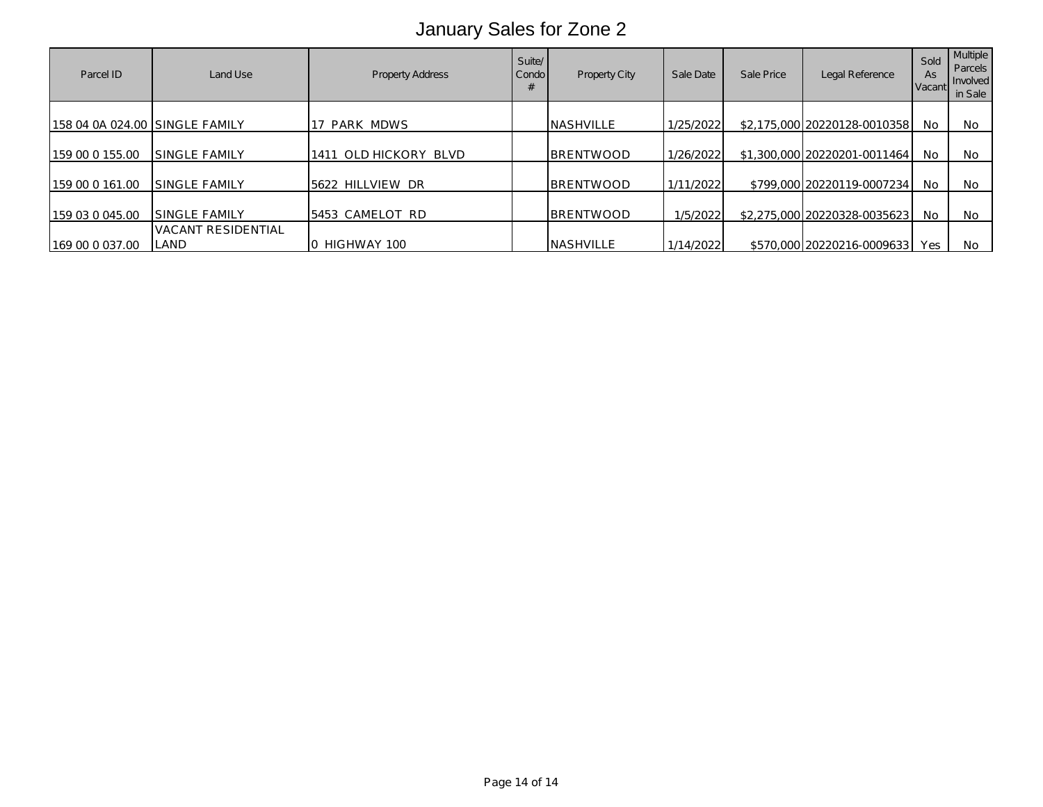# January Sales for Zone 2

| Parcel ID | Land Use | Property Address | Suite/ Condo # | Property City | Sale Date | Sale Price | Legal Reference | Sold As Vacant | Multiple Parcels Involved in Sale |
|---|---|---|---|---|---|---|---|---|---|
| 158 04 0A 024.00 | SINGLE FAMILY | 17 PARK MDWS | | NASHVILLE | 1/25/2022 | $2,175,000 | 20220128-0010358 | No | No |
| 159 00 0 155.00 | SINGLE FAMILY | 1411 OLD HICKORY BLVD | | BRENTWOOD | 1/26/2022 | $1,300,000 | 20220201-0011464 | No | No |
| 159 00 0 161.00 | SINGLE FAMILY | 5622 HILLVIEW DR | | BRENTWOOD | 1/11/2022 | $799,000 | 20220119-0007234 | No | No |
| 159 03 0 045.00 | SINGLE FAMILY | 5453 CAMELOT RD | | BRENTWOOD | 1/5/2022 | $2,275,000 | 20220328-0035623 | No | No |
| 169 00 0 037.00 | VACANT RESIDENTIAL LAND | 0 HIGHWAY 100 | | NASHVILLE | 1/14/2022 | $570,000 | 20220216-0009633 | Yes | No |